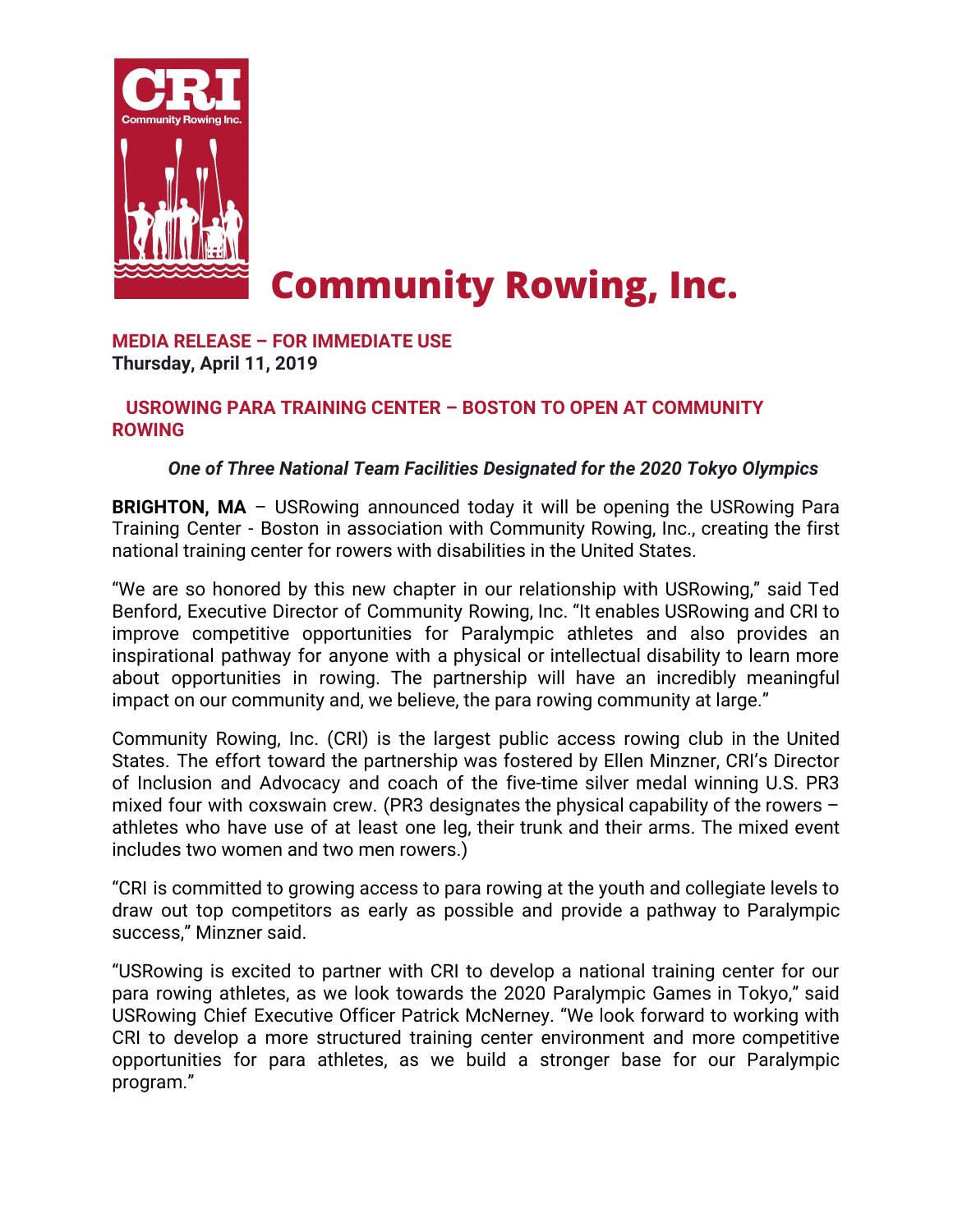# Community Rowing, Inc.

**MEDIA RELEASE – FOR IMMEDIATE USE**
**Thursday, April 11, 2019**

## USROWING PARA TRAINING CENTER – BOSTON TO OPEN AT COMMUNITY ROWING

***One of Three National Team Facilities Designated for the 2020 Tokyo Olympics***

**BRIGHTON, MA** – USRowing announced today it will be opening the USRowing Para Training Center - Boston in association with Community Rowing, Inc., creating the first national training center for rowers with disabilities in the United States.

"We are so honored by this new chapter in our relationship with USRowing," said Ted Benford, Executive Director of Community Rowing, Inc. "It enables USRowing and CRI to improve competitive opportunities for Paralympic athletes and also provides an inspirational pathway for anyone with a physical or intellectual disability to learn more about opportunities in rowing. The partnership will have an incredibly meaningful impact on our community and, we believe, the para rowing community at large."

Community Rowing, Inc. (CRI) is the largest public access rowing club in the United States. The effort toward the partnership was fostered by Ellen Minzner, CRI's Director of Inclusion and Advocacy and coach of the five-time silver medal winning U.S. PR3 mixed four with coxswain crew. (PR3 designates the physical capability of the rowers – athletes who have use of at least one leg, their trunk and their arms. The mixed event includes two women and two men rowers.)

"CRI is committed to growing access to para rowing at the youth and collegiate levels to draw out top competitors as early as possible and provide a pathway to Paralympic success," Minzner said.

"USRowing is excited to partner with CRI to develop a national training center for our para rowing athletes, as we look towards the 2020 Paralympic Games in Tokyo," said USRowing Chief Executive Officer Patrick McNerney. "We look forward to working with CRI to develop a more structured training center environment and more competitive opportunities for para athletes, as we build a stronger base for our Paralympic program."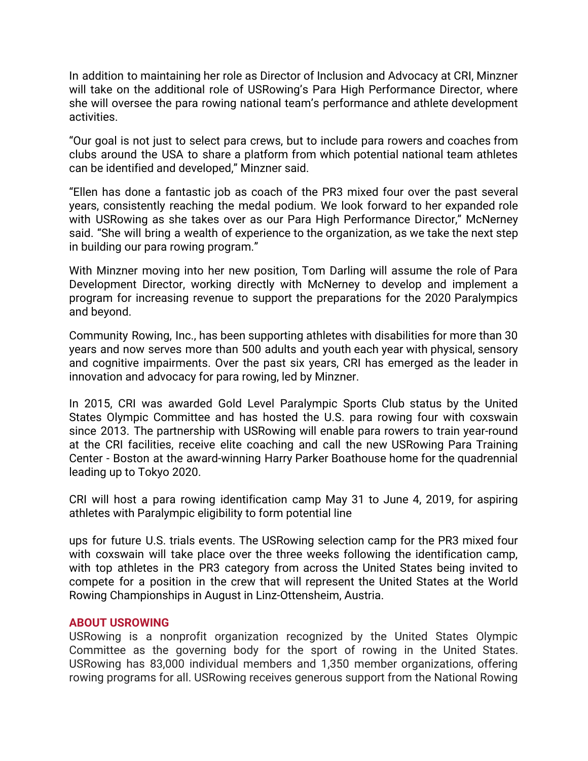In addition to maintaining her role as Director of Inclusion and Advocacy at CRI, Minzner will take on the additional role of USRowing's Para High Performance Director, where she will oversee the para rowing national team's performance and athlete development activities.

"Our goal is not just to select para crews, but to include para rowers and coaches from clubs around the USA to share a platform from which potential national team athletes can be identified and developed," Minzner said.

"Ellen has done a fantastic job as coach of the PR3 mixed four over the past several years, consistently reaching the medal podium. We look forward to her expanded role with USRowing as she takes over as our Para High Performance Director," McNerney said. "She will bring a wealth of experience to the organization, as we take the next step in building our para rowing program."

With Minzner moving into her new position, Tom Darling will assume the role of Para Development Director, working directly with McNerney to develop and implement a program for increasing revenue to support the preparations for the 2020 Paralympics and beyond.

Community Rowing, Inc., has been supporting athletes with disabilities for more than 30 years and now serves more than 500 adults and youth each year with physical, sensory and cognitive impairments. Over the past six years, CRI has emerged as the leader in innovation and advocacy for para rowing, led by Minzner.

In 2015, CRI was awarded Gold Level Paralympic Sports Club status by the United States Olympic Committee and has hosted the U.S. para rowing four with coxswain since 2013. The partnership with USRowing will enable para rowers to train year-round at the CRI facilities, receive elite coaching and call the new USRowing Para Training Center - Boston at the award-winning Harry Parker Boathouse home for the quadrennial leading up to Tokyo 2020.

CRI will host a para rowing identification camp May 31 to June 4, 2019, for aspiring athletes with Paralympic eligibility to form potential line

ups for future U.S. trials events. The USRowing selection camp for the PR3 mixed four with coxswain will take place over the three weeks following the identification camp, with top athletes in the PR3 category from across the United States being invited to compete for a position in the crew that will represent the United States at the World Rowing Championships in August in Linz-Ottensheim, Austria.

**ABOUT USROWING**

USRowing is a nonprofit organization recognized by the United States Olympic Committee as the governing body for the sport of rowing in the United States. USRowing has 83,000 individual members and 1,350 member organizations, offering rowing programs for all. USRowing receives generous support from the National Rowing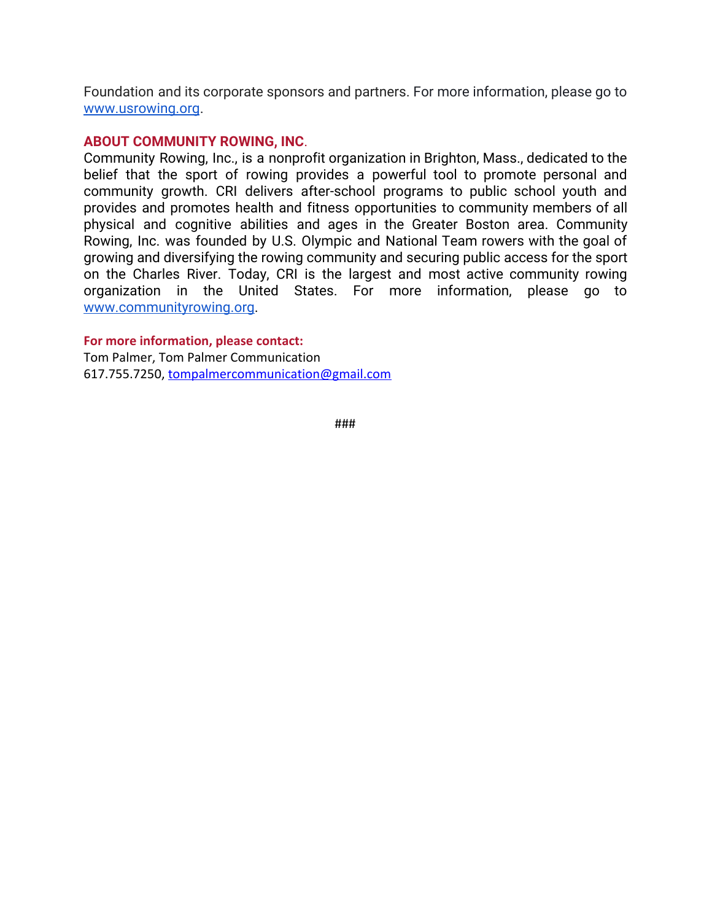Foundation and its corporate sponsors and partners. For more information, please go to [www.usrowing.org](http://www.usrowing.org).

## ABOUT COMMUNITY ROWING, INC.

Community Rowing, Inc., is a nonprofit organization in Brighton, Mass., dedicated to the belief that the sport of rowing provides a powerful tool to promote personal and community growth. CRI delivers after-school programs to public school youth and provides and promotes health and fitness opportunities to community members of all physical and cognitive abilities and ages in the Greater Boston area. Community Rowing, Inc. was founded by U.S. Olympic and National Team rowers with the goal of growing and diversifying the rowing community and securing public access for the sport on the Charles River. Today, CRI is the largest and most active community rowing organization in the United States. For more information, please go to [www.communityrowing.org](http://www.communityrowing.org).

**For more information, please contact:**
Tom Palmer, Tom Palmer Communication
617.755.7250, [tompalmercommunication@gmail.com](mailto:tompalmercommunication@gmail.com)

###